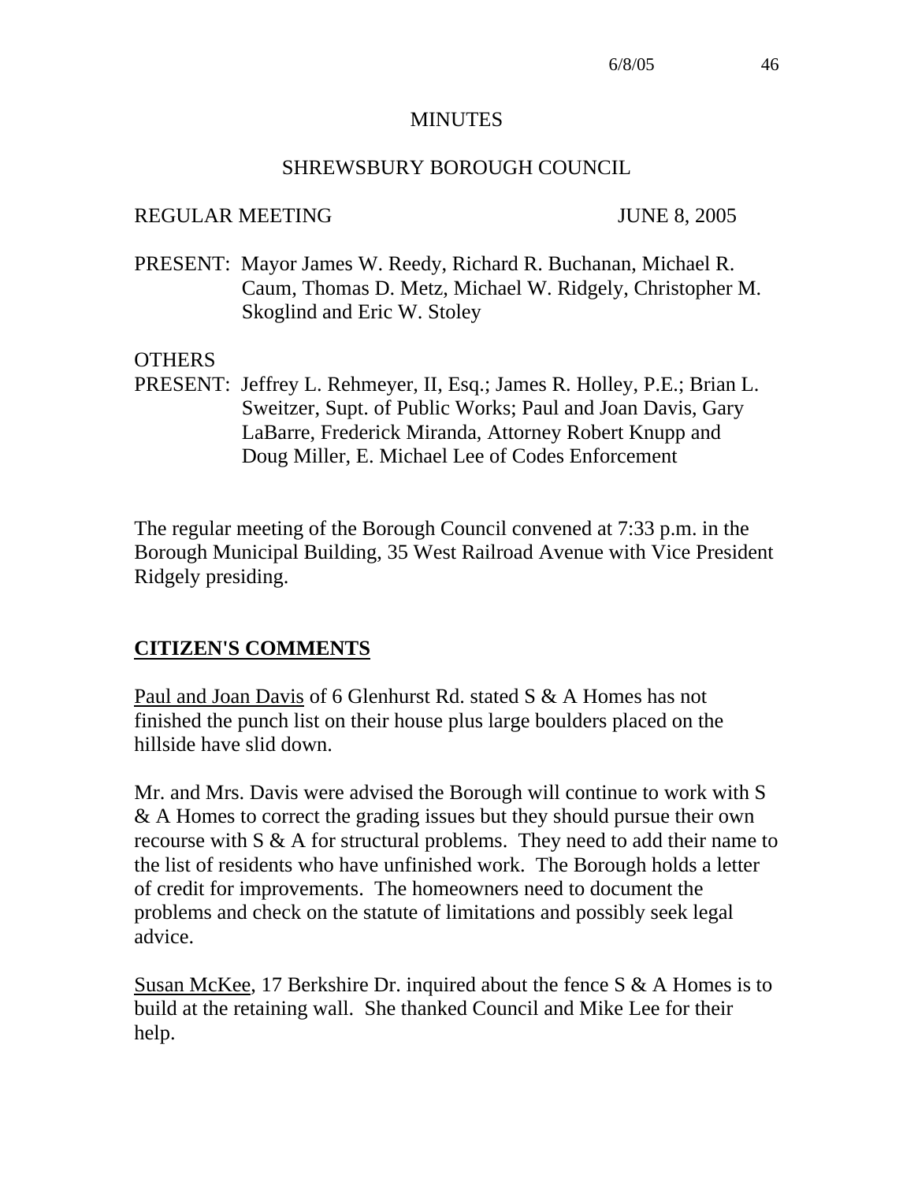# MINUTES

## SHREWSBURY BOROUGH COUNCIL

REGULAR MEETING JUNE 8, 2005

PRESENT: Mayor James W. Reedy, Richard R. Buchanan, Michael R. Caum, Thomas D. Metz, Michael W. Ridgely, Christopher M. Skoglind and Eric W. Stoley

OTHERS
PRESENT: Jeffrey L. Rehmeyer, II, Esq.; James R. Holley, P.E.; Brian L. Sweitzer, Supt. of Public Works; Paul and Joan Davis, Gary LaBarre, Frederick Miranda, Attorney Robert Knupp and Doug Miller, E. Michael Lee of Codes Enforcement

The regular meeting of the Borough Council convened at 7:33 p.m. in the Borough Municipal Building, 35 West Railroad Avenue with Vice President Ridgely presiding.

## CITIZEN'S COMMENTS

Paul and Joan Davis of 6 Glenhurst Rd. stated S & A Homes has not finished the punch list on their house plus large boulders placed on the hillside have slid down.

Mr. and Mrs. Davis were advised the Borough will continue to work with S & A Homes to correct the grading issues but they should pursue their own recourse with S & A for structural problems. They need to add their name to the list of residents who have unfinished work. The Borough holds a letter of credit for improvements. The homeowners need to document the problems and check on the statute of limitations and possibly seek legal advice.

Susan McKee, 17 Berkshire Dr. inquired about the fence S & A Homes is to build at the retaining wall. She thanked Council and Mike Lee for their help.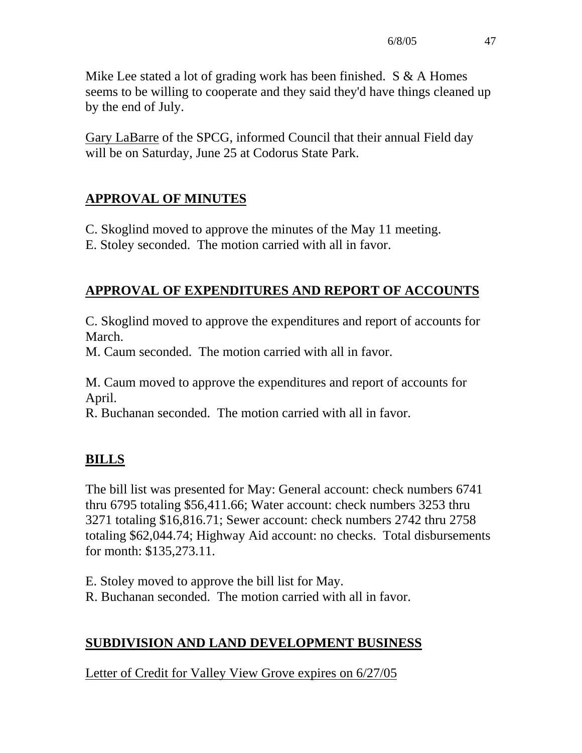Mike Lee stated a lot of grading work has been finished. S & A Homes seems to be willing to cooperate and they said they'd have things cleaned up by the end of July.

Gary LaBarre of the SPCG, informed Council that their annual Field day will be on Saturday, June 25 at Codorus State Park.

## APPROVAL OF MINUTES

C. Skoglind moved to approve the minutes of the May 11 meeting.
E. Stoley seconded. The motion carried with all in favor.

## APPROVAL OF EXPENDITURES AND REPORT OF ACCOUNTS

C. Skoglind moved to approve the expenditures and report of accounts for March.
M. Caum seconded. The motion carried with all in favor.

M. Caum moved to approve the expenditures and report of accounts for April.
R. Buchanan seconded. The motion carried with all in favor.

## BILLS

The bill list was presented for May: General account: check numbers 6741 thru 6795 totaling $56,411.66; Water account: check numbers 3253 thru 3271 totaling $16,816.71; Sewer account: check numbers 2742 thru 2758 totaling $62,044.74; Highway Aid account: no checks. Total disbursements for month: $135,273.11.

E. Stoley moved to approve the bill list for May.
R. Buchanan seconded. The motion carried with all in favor.

## SUBDIVISION AND LAND DEVELOPMENT BUSINESS

Letter of Credit for Valley View Grove expires on 6/27/05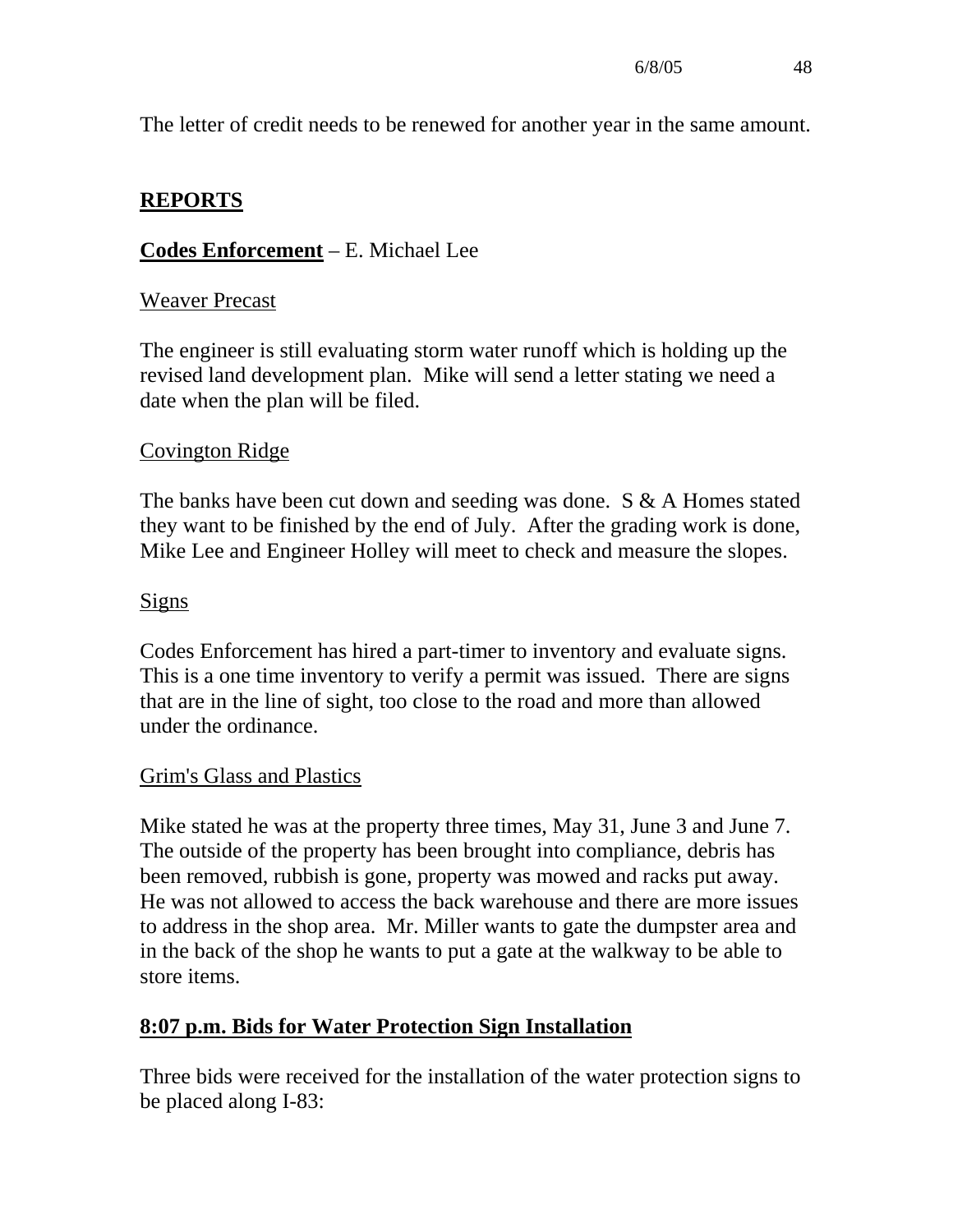The letter of credit needs to be renewed for another year in the same amount.

## REPORTS

### Codes Enforcement – E. Michael Lee

Weaver Precast

The engineer is still evaluating storm water runoff which is holding up the revised land development plan. Mike will send a letter stating we need a date when the plan will be filed.

Covington Ridge

The banks have been cut down and seeding was done. S & A Homes stated they want to be finished by the end of July. After the grading work is done, Mike Lee and Engineer Holley will meet to check and measure the slopes.

Signs

Codes Enforcement has hired a part-timer to inventory and evaluate signs. This is a one time inventory to verify a permit was issued. There are signs that are in the line of sight, too close to the road and more than allowed under the ordinance.

Grim's Glass and Plastics

Mike stated he was at the property three times, May 31, June 3 and June 7. The outside of the property has been brought into compliance, debris has been removed, rubbish is gone, property was mowed and racks put away. He was not allowed to access the back warehouse and there are more issues to address in the shop area. Mr. Miller wants to gate the dumpster area and in the back of the shop he wants to put a gate at the walkway to be able to store items.

### 8:07 p.m. Bids for Water Protection Sign Installation

Three bids were received for the installation of the water protection signs to be placed along I-83: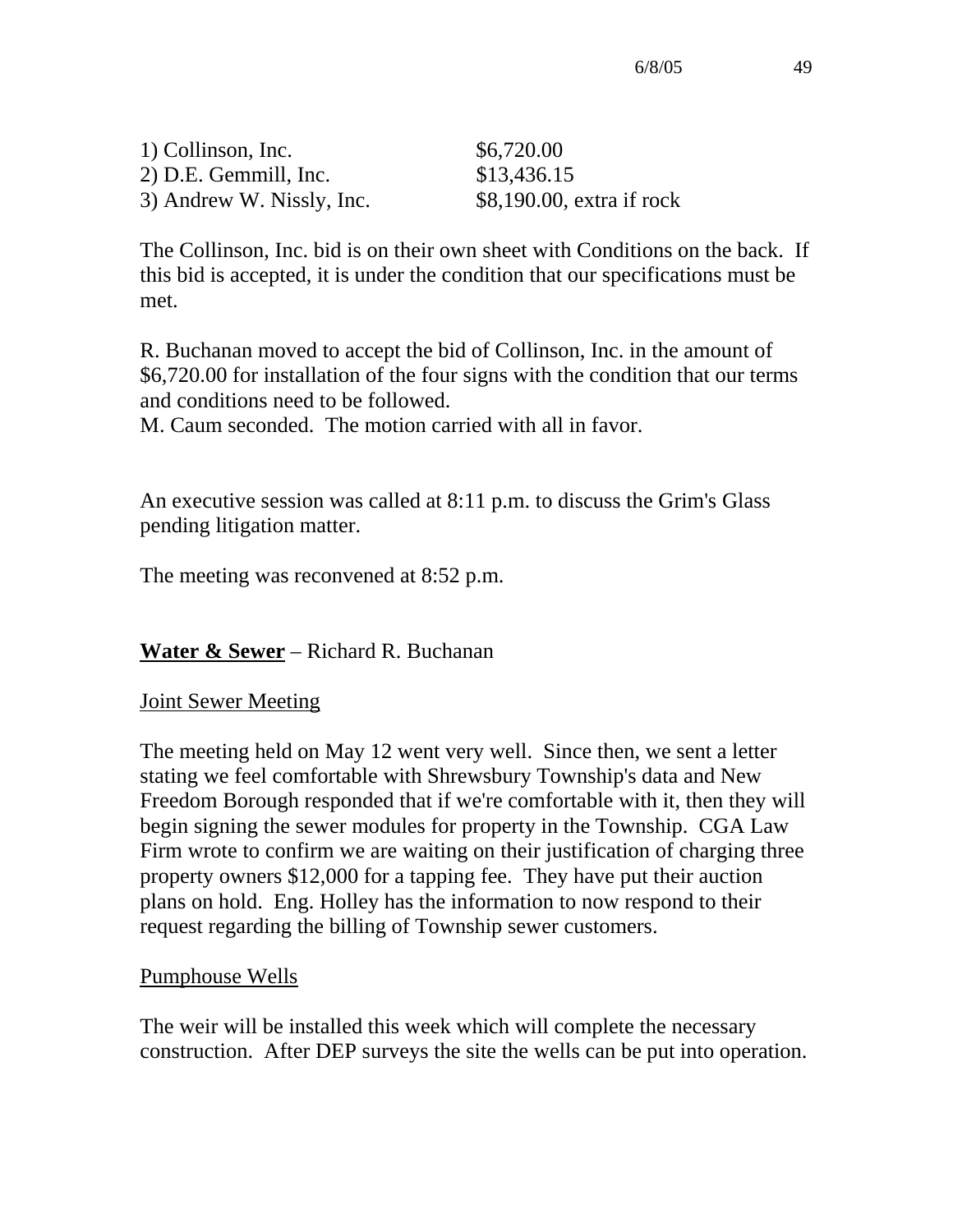| | |
|---|---|
| 1) Collinson, Inc. | $6,720.00 |
| 2) D.E. Gemmill, Inc. | $13,436.15 |
| 3) Andrew W. Nissly, Inc. | $8,190.00, extra if rock |

The Collinson, Inc. bid is on their own sheet with Conditions on the back. If this bid is accepted, it is under the condition that our specifications must be met.

R. Buchanan moved to accept the bid of Collinson, Inc. in the amount of $6,720.00 for installation of the four signs with the condition that our terms and conditions need to be followed.
M. Caum seconded. The motion carried with all in favor.

An executive session was called at 8:11 p.m. to discuss the Grim's Glass pending litigation matter.

The meeting was reconvened at 8:52 p.m.

**<u>Water & Sewer</u>** – Richard R. Buchanan

<u>Joint Sewer Meeting</u>

The meeting held on May 12 went very well. Since then, we sent a letter stating we feel comfortable with Shrewsbury Township's data and New Freedom Borough responded that if we're comfortable with it, then they will begin signing the sewer modules for property in the Township. CGA Law Firm wrote to confirm we are waiting on their justification of charging three property owners $12,000 for a tapping fee. They have put their auction plans on hold. Eng. Holley has the information to now respond to their request regarding the billing of Township sewer customers.

<u>Pumphouse Wells</u>

The weir will be installed this week which will complete the necessary construction. After DEP surveys the site the wells can be put into operation.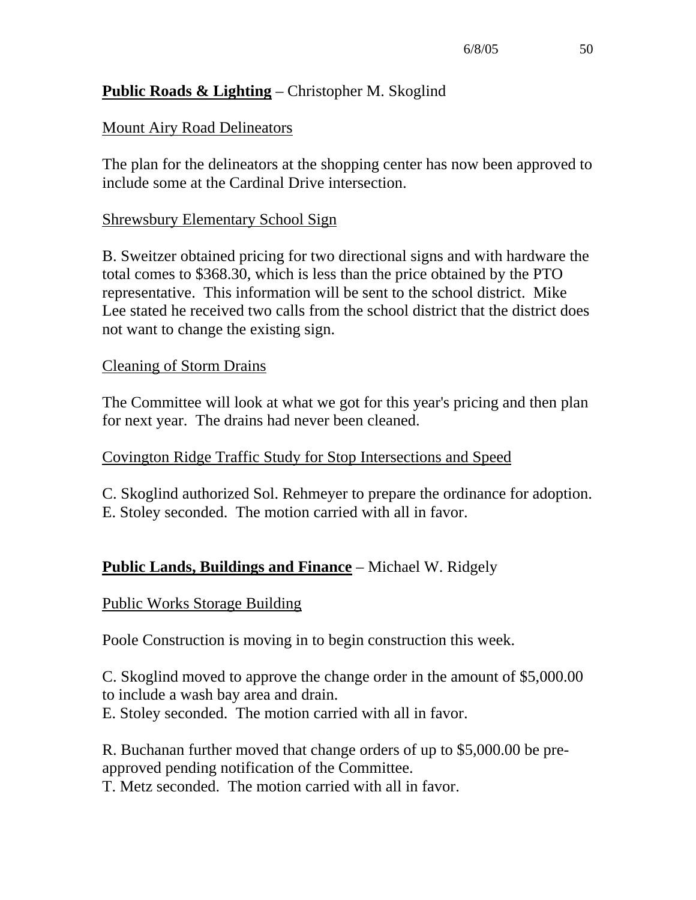**Public Roads & Lighting** – Christopher M. Skoglind

Mount Airy Road Delineators

The plan for the delineators at the shopping center has now been approved to include some at the Cardinal Drive intersection.

Shrewsbury Elementary School Sign

B. Sweitzer obtained pricing for two directional signs and with hardware the total comes to $368.30, which is less than the price obtained by the PTO representative. This information will be sent to the school district. Mike Lee stated he received two calls from the school district that the district does not want to change the existing sign.

Cleaning of Storm Drains

The Committee will look at what we got for this year's pricing and then plan for next year. The drains had never been cleaned.

Covington Ridge Traffic Study for Stop Intersections and Speed

C. Skoglind authorized Sol. Rehmeyer to prepare the ordinance for adoption.
E. Stoley seconded. The motion carried with all in favor.

**Public Lands, Buildings and Finance** – Michael W. Ridgely

Public Works Storage Building

Poole Construction is moving in to begin construction this week.

C. Skoglind moved to approve the change order in the amount of $5,000.00 to include a wash bay area and drain.
E. Stoley seconded. The motion carried with all in favor.

R. Buchanan further moved that change orders of up to $5,000.00 be pre-approved pending notification of the Committee.
T. Metz seconded. The motion carried with all in favor.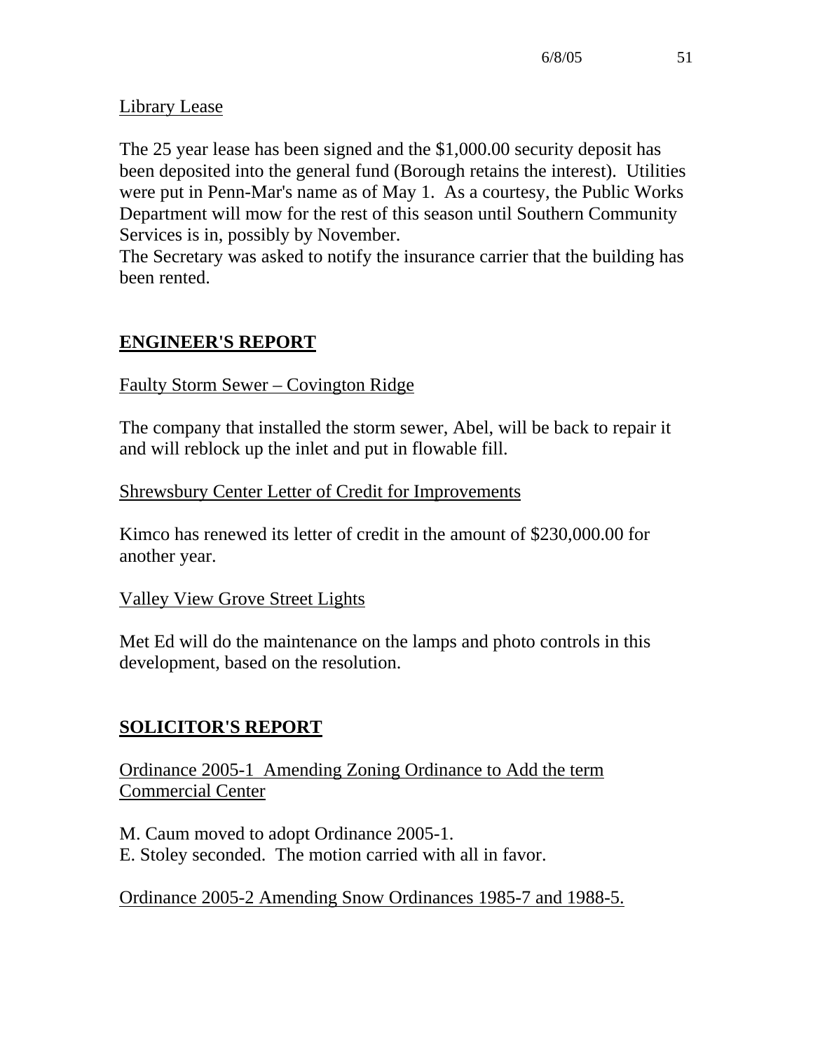Library Lease

The 25 year lease has been signed and the $1,000.00 security deposit has been deposited into the general fund (Borough retains the interest). Utilities were put in Penn-Mar's name as of May 1. As a courtesy, the Public Works Department will mow for the rest of this season until Southern Community Services is in, possibly by November.
The Secretary was asked to notify the insurance carrier that the building has been rented.

## ENGINEER'S REPORT

Faulty Storm Sewer – Covington Ridge

The company that installed the storm sewer, Abel, will be back to repair it and will reblock up the inlet and put in flowable fill.

Shrewsbury Center Letter of Credit for Improvements

Kimco has renewed its letter of credit in the amount of $230,000.00 for another year.

Valley View Grove Street Lights

Met Ed will do the maintenance on the lamps and photo controls in this development, based on the resolution.

## SOLICITOR'S REPORT

Ordinance 2005-1 Amending Zoning Ordinance to Add the term Commercial Center

M. Caum moved to adopt Ordinance 2005-1.
E. Stoley seconded. The motion carried with all in favor.

Ordinance 2005-2 Amending Snow Ordinances 1985-7 and 1988-5.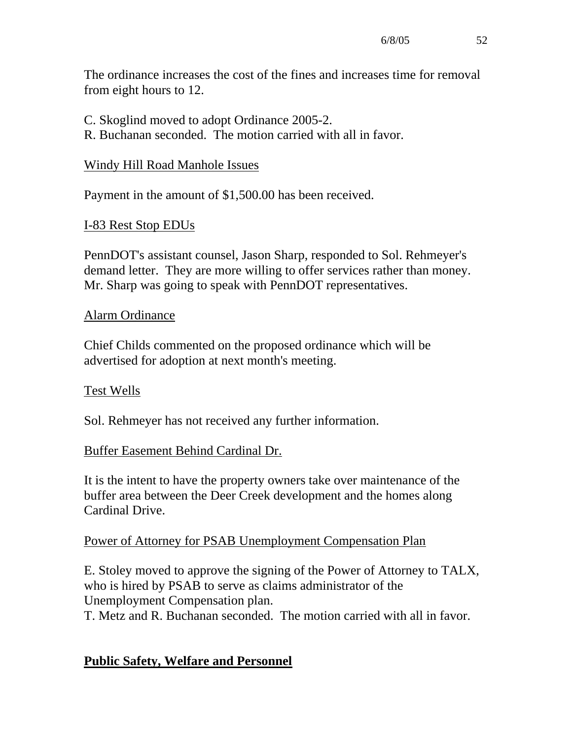The ordinance increases the cost of the fines and increases time for removal from eight hours to 12.

C. Skoglind moved to adopt Ordinance 2005-2.
R. Buchanan seconded. The motion carried with all in favor.

<u>Windy Hill Road Manhole Issues</u>

Payment in the amount of $1,500.00 has been received.

<u>I-83 Rest Stop EDUs</u>

PennDOT's assistant counsel, Jason Sharp, responded to Sol. Rehmeyer's demand letter. They are more willing to offer services rather than money. Mr. Sharp was going to speak with PennDOT representatives.

<u>Alarm Ordinance</u>

Chief Childs commented on the proposed ordinance which will be advertised for adoption at next month's meeting.

<u>Test Wells</u>

Sol. Rehmeyer has not received any further information.

<u>Buffer Easement Behind Cardinal Dr.</u>

It is the intent to have the property owners take over maintenance of the buffer area between the Deer Creek development and the homes along Cardinal Drive.

<u>Power of Attorney for PSAB Unemployment Compensation Plan</u>

E. Stoley moved to approve the signing of the Power of Attorney to TALX, who is hired by PSAB to serve as claims administrator of the Unemployment Compensation plan.
T. Metz and R. Buchanan seconded. The motion carried with all in favor.

## **<u>Public Safety, Welfare and Personnel</u>**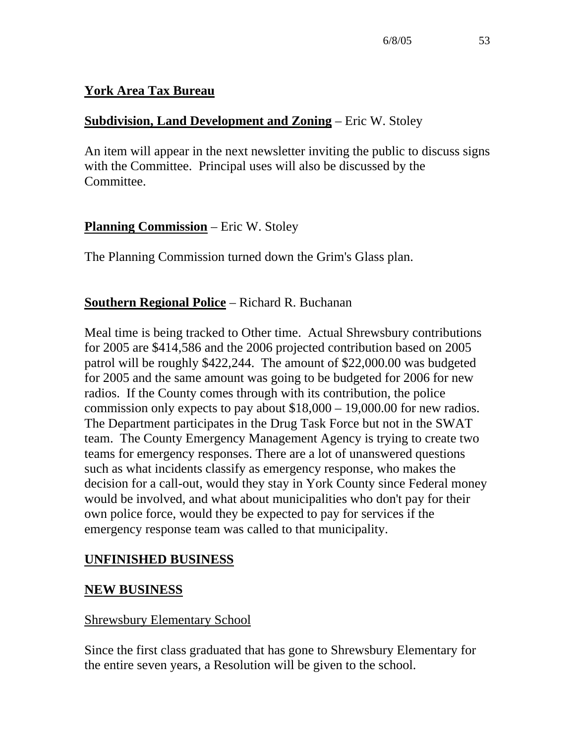**York Area Tax Bureau**

**Subdivision, Land Development and Zoning** – Eric W. Stoley

An item will appear in the next newsletter inviting the public to discuss signs with the Committee. Principal uses will also be discussed by the Committee.

**Planning Commission** – Eric W. Stoley

The Planning Commission turned down the Grim's Glass plan.

**Southern Regional Police** – Richard R. Buchanan

Meal time is being tracked to Other time. Actual Shrewsbury contributions for 2005 are $414,586 and the 2006 projected contribution based on 2005 patrol will be roughly $422,244. The amount of $22,000.00 was budgeted for 2005 and the same amount was going to be budgeted for 2006 for new radios. If the County comes through with its contribution, the police commission only expects to pay about $18,000 – 19,000.00 for new radios. The Department participates in the Drug Task Force but not in the SWAT team. The County Emergency Management Agency is trying to create two teams for emergency responses. There are a lot of unanswered questions such as what incidents classify as emergency response, who makes the decision for a call-out, would they stay in York County since Federal money would be involved, and what about municipalities who don't pay for their own police force, would they be expected to pay for services if the emergency response team was called to that municipality.

**UNFINISHED BUSINESS**

**NEW BUSINESS**

Shrewsbury Elementary School

Since the first class graduated that has gone to Shrewsbury Elementary for the entire seven years, a Resolution will be given to the school.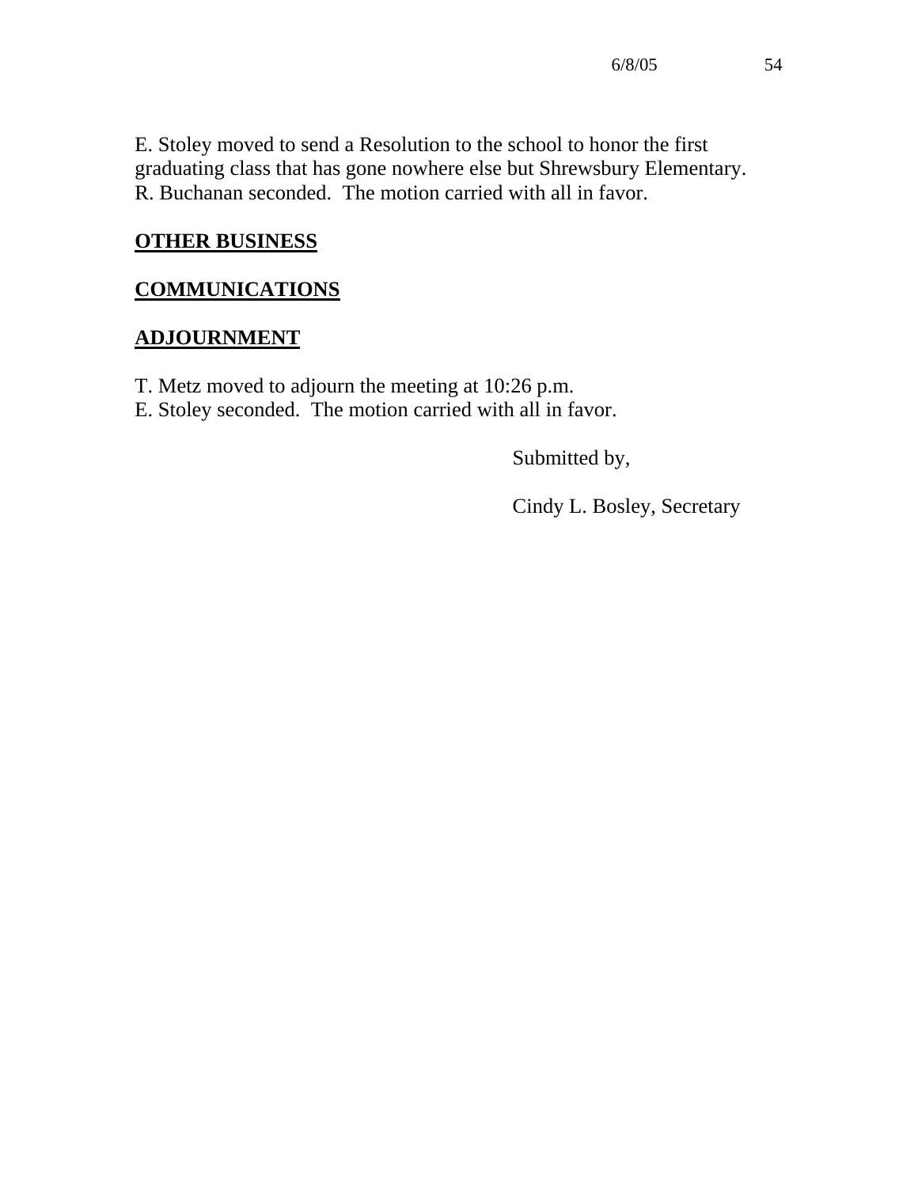E. Stoley moved to send a Resolution to the school to honor the first graduating class that has gone nowhere else but Shrewsbury Elementary. R. Buchanan seconded. The motion carried with all in favor.

## OTHER BUSINESS

## COMMUNICATIONS

## ADJOURNMENT

T. Metz moved to adjourn the meeting at 10:26 p.m.
E. Stoley seconded. The motion carried with all in favor.

Submitted by,

Cindy L. Bosley, Secretary